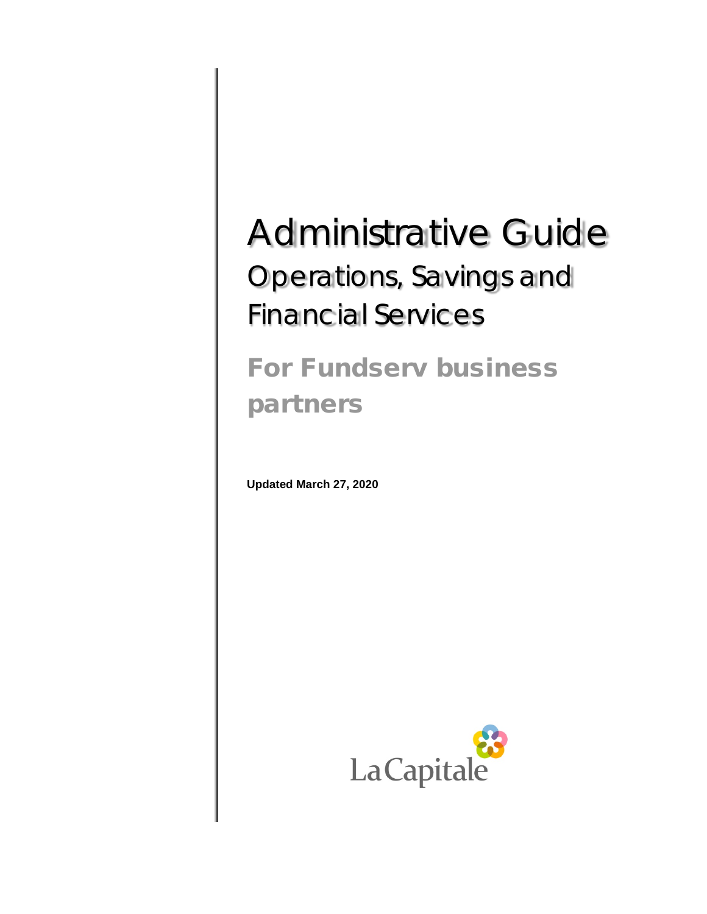# Administrative Guide

## Operations, Savings and Financial Services

## For Fundserv business partners

**Updated March 27, 2020**

LaCapitale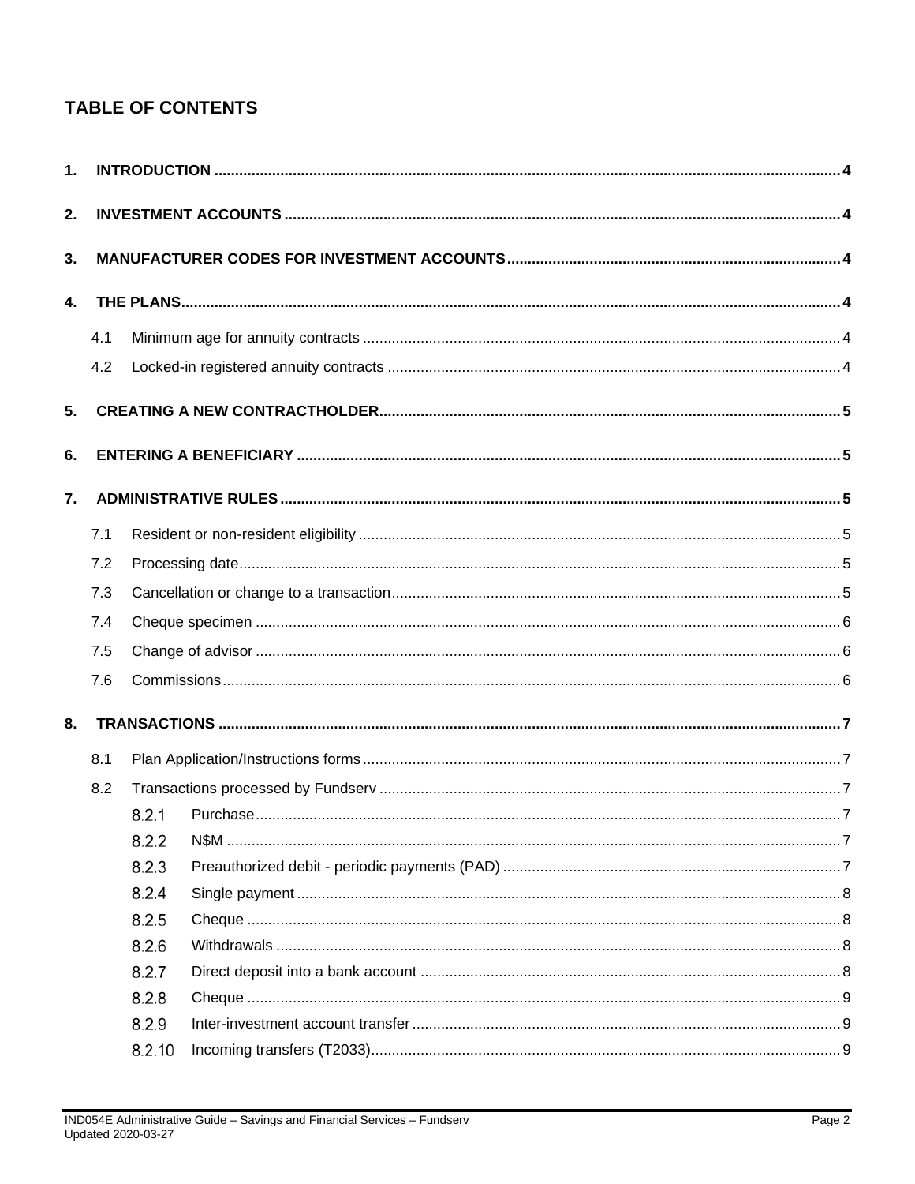# TABLE OF CONTENTS

1. INTRODUCTION .......... 4
2. INVESTMENT ACCOUNTS .......... 4
3. MANUFACTURER CODES FOR INVESTMENT ACCOUNTS .......... 4
4. THE PLANS .......... 4
   - 4.1 Minimum age for annuity contracts .......... 4
   - 4.2 Locked-in registered annuity contracts .......... 4
5. CREATING A NEW CONTRACTHOLDER .......... 5
6. ENTERING A BENEFICIARY .......... 5
7. ADMINISTRATIVE RULES .......... 5
   - 7.1 Resident or non-resident eligibility .......... 5
   - 7.2 Processing date .......... 5
   - 7.3 Cancellation or change to a transaction .......... 5
   - 7.4 Cheque specimen .......... 6
   - 7.5 Change of advisor .......... 6
   - 7.6 Commissions .......... 6
8. TRANSACTIONS .......... 7
   - 8.1 Plan Application/Instructions forms .......... 7
   - 8.2 Transactions processed by Fundserv .......... 7
     - 8.2.1 Purchase .......... 7
     - 8.2.2 N$M .......... 7
     - 8.2.3 Preauthorized debit - periodic payments (PAD) .......... 7
     - 8.2.4 Single payment .......... 8
     - 8.2.5 Cheque .......... 8
     - 8.2.6 Withdrawals .......... 8
     - 8.2.7 Direct deposit into a bank account .......... 8
     - 8.2.8 Cheque .......... 9
     - 8.2.9 Inter-investment account transfer .......... 9
     - 8.2.10 Incoming transfers (T2033) .......... 9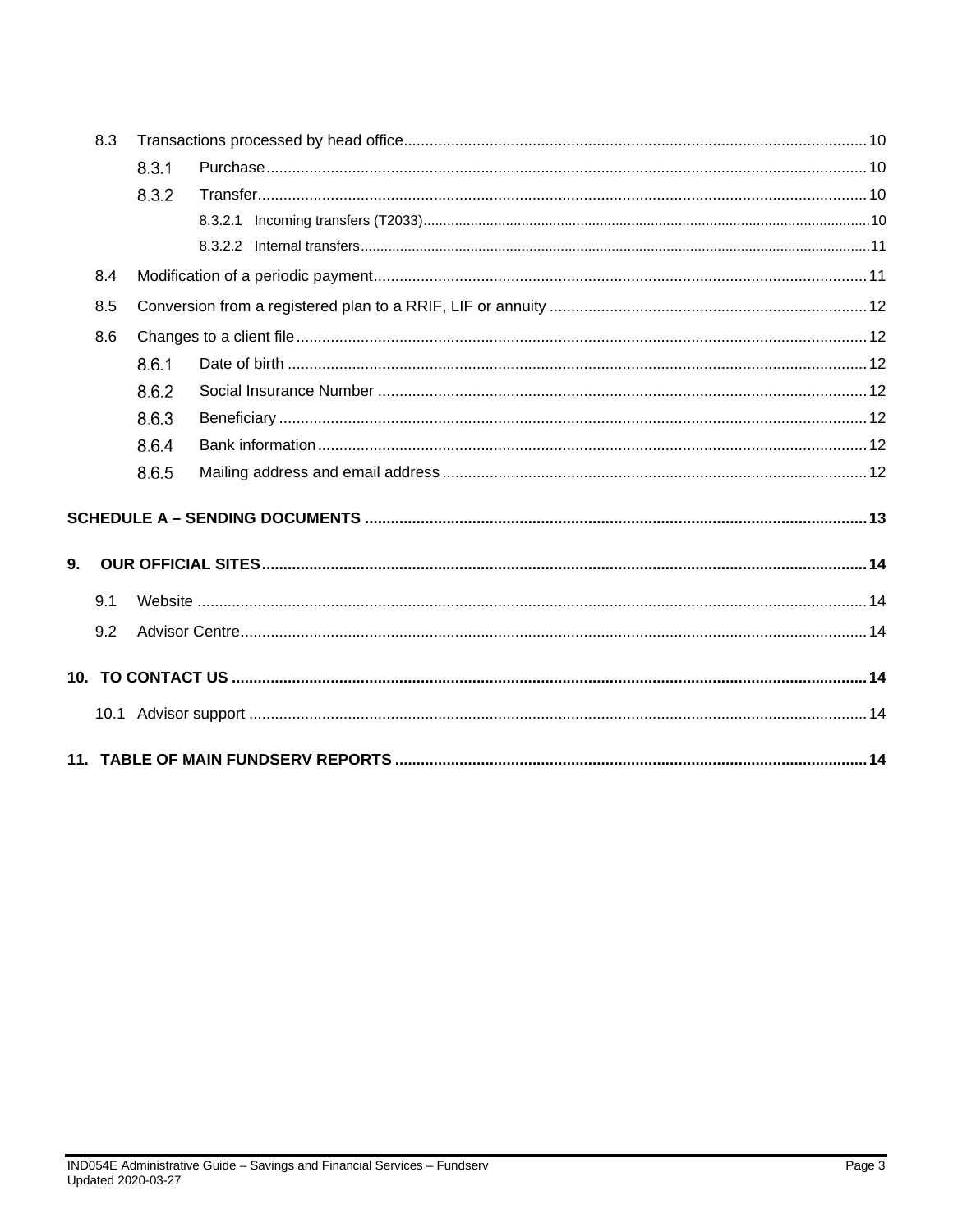8.3 Transactions processed by head office ........ 10

- 8.3.1 Purchase ........ 10
- 8.3.2 Transfer ........ 10
  - 8.3.2.1 Incoming transfers (T2033) ........ 10
  - 8.3.2.2 Internal transfers ........ 11

8.4 Modification of a periodic payment ........ 11

8.5 Conversion from a registered plan to a RRIF, LIF or annuity ........ 12

8.6 Changes to a client file ........ 12

- 8.6.1 Date of birth ........ 12
- 8.6.2 Social Insurance Number ........ 12
- 8.6.3 Beneficiary ........ 12
- 8.6.4 Bank information ........ 12
- 8.6.5 Mailing address and email address ........ 12

**SCHEDULE A – SENDING DOCUMENTS ........ 13**

**9. OUR OFFICIAL SITES ........ 14**

9.1 Website ........ 14

9.2 Advisor Centre ........ 14

**10. TO CONTACT US ........ 14**

10.1 Advisor support ........ 14

**11. TABLE OF MAIN FUNDSERV REPORTS ........ 14**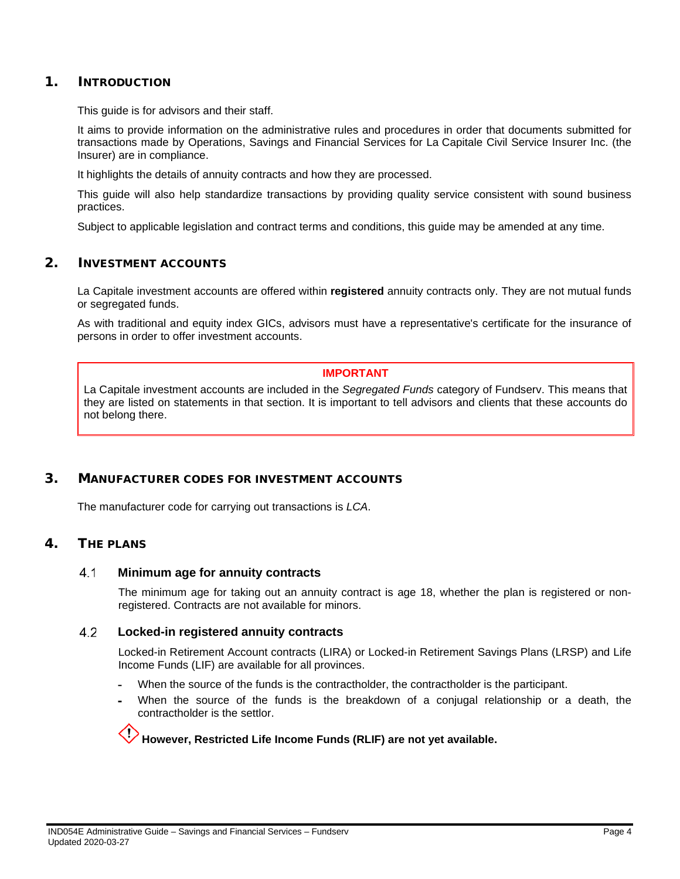# 1. Introduction

This guide is for advisors and their staff.

It aims to provide information on the administrative rules and procedures in order that documents submitted for transactions made by Operations, Savings and Financial Services for La Capitale Civil Service Insurer Inc. (the Insurer) are in compliance.

It highlights the details of annuity contracts and how they are processed.

This guide will also help standardize transactions by providing quality service consistent with sound business practices.

Subject to applicable legislation and contract terms and conditions, this guide may be amended at any time.

# 2. Investment accounts

La Capitale investment accounts are offered within **registered** annuity contracts only. They are not mutual funds or segregated funds.

As with traditional and equity index GICs, advisors must have a representative's certificate for the insurance of persons in order to offer investment accounts.

> **IMPORTANT**
>
> La Capitale investment accounts are included in the *Segregated Funds* category of Fundserv. This means that they are listed on statements in that section. It is important to tell advisors and clients that these accounts do not belong there.

# 3. Manufacturer codes for investment accounts

The manufacturer code for carrying out transactions is *LCA*.

# 4. The plans

## 4.1 Minimum age for annuity contracts

The minimum age for taking out an annuity contract is age 18, whether the plan is registered or non-registered. Contracts are not available for minors.

## 4.2 Locked-in registered annuity contracts

Locked-in Retirement Account contracts (LIRA) or Locked-in Retirement Savings Plans (LRSP) and Life Income Funds (LIF) are available for all provinces.

- When the source of the funds is the contractholder, the contractholder is the participant.
- When the source of the funds is the breakdown of a conjugal relationship or a death, the contractholder is the settlor.

**However, Restricted Life Income Funds (RLIF) are not yet available.**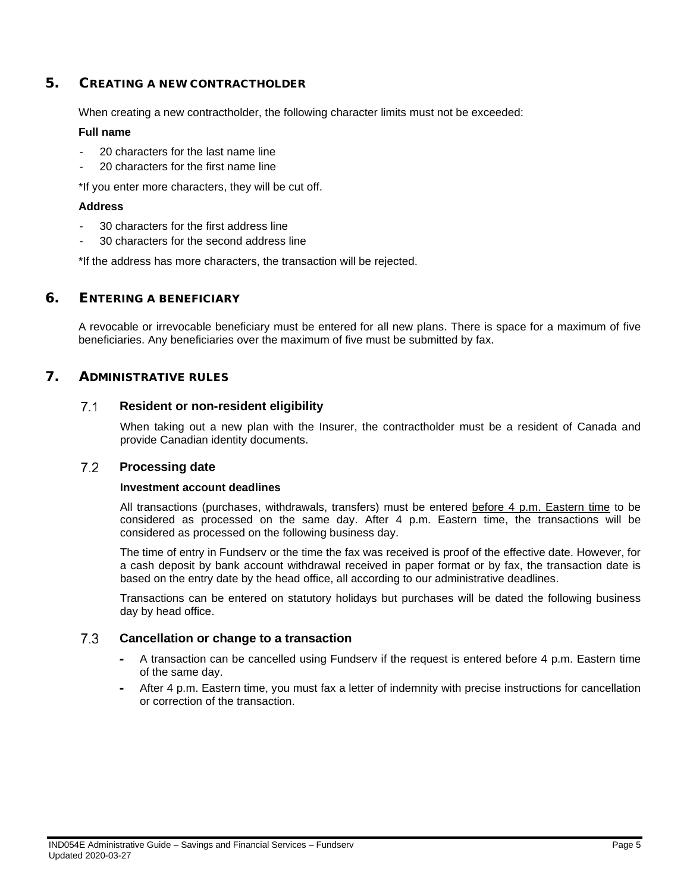## 5. CREATING A NEW CONTRACTHOLDER

When creating a new contractholder, the following character limits must not be exceeded:

**Full name**

- 20 characters for the last name line
- 20 characters for the first name line

*If you enter more characters, they will be cut off.

**Address**

- 30 characters for the first address line
- 30 characters for the second address line

*If the address has more characters, the transaction will be rejected.

## 6. ENTERING A BENEFICIARY

A revocable or irrevocable beneficiary must be entered for all new plans. There is space for a maximum of five beneficiaries. Any beneficiaries over the maximum of five must be submitted by fax.

## 7. ADMINISTRATIVE RULES

### 7.1 Resident or non-resident eligibility

When taking out a new plan with the Insurer, the contractholder must be a resident of Canada and provide Canadian identity documents.

### 7.2 Processing date

**Investment account deadlines**

All transactions (purchases, withdrawals, transfers) must be entered before 4 p.m. Eastern time to be considered as processed on the same day. After 4 p.m. Eastern time, the transactions will be considered as processed on the following business day.

The time of entry in Fundserv or the time the fax was received is proof of the effective date. However, for a cash deposit by bank account withdrawal received in paper format or by fax, the transaction date is based on the entry date by the head office, all according to our administrative deadlines.

Transactions can be entered on statutory holidays but purchases will be dated the following business day by head office.

### 7.3 Cancellation or change to a transaction

- A transaction can be cancelled using Fundserv if the request is entered before 4 p.m. Eastern time of the same day.
- After 4 p.m. Eastern time, you must fax a letter of indemnity with precise instructions for cancellation or correction of the transaction.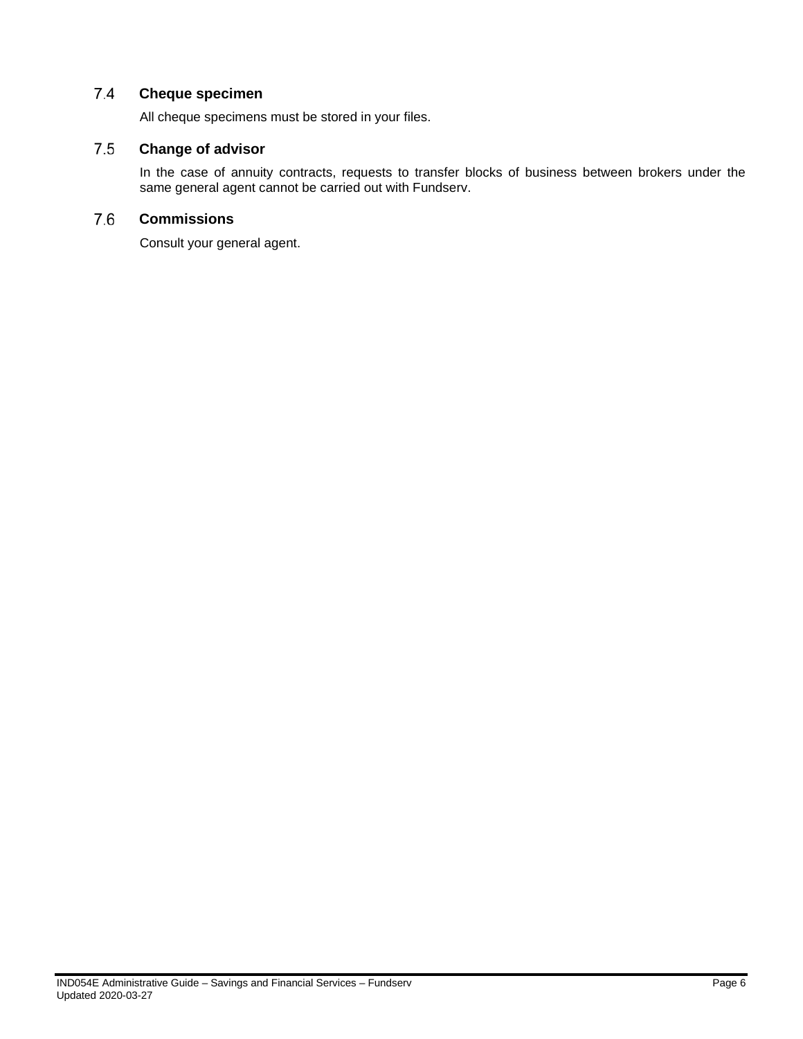## 7.4 Cheque specimen

All cheque specimens must be stored in your files.

## 7.5 Change of advisor

In the case of annuity contracts, requests to transfer blocks of business between brokers under the same general agent cannot be carried out with Fundserv.

## 7.6 Commissions

Consult your general agent.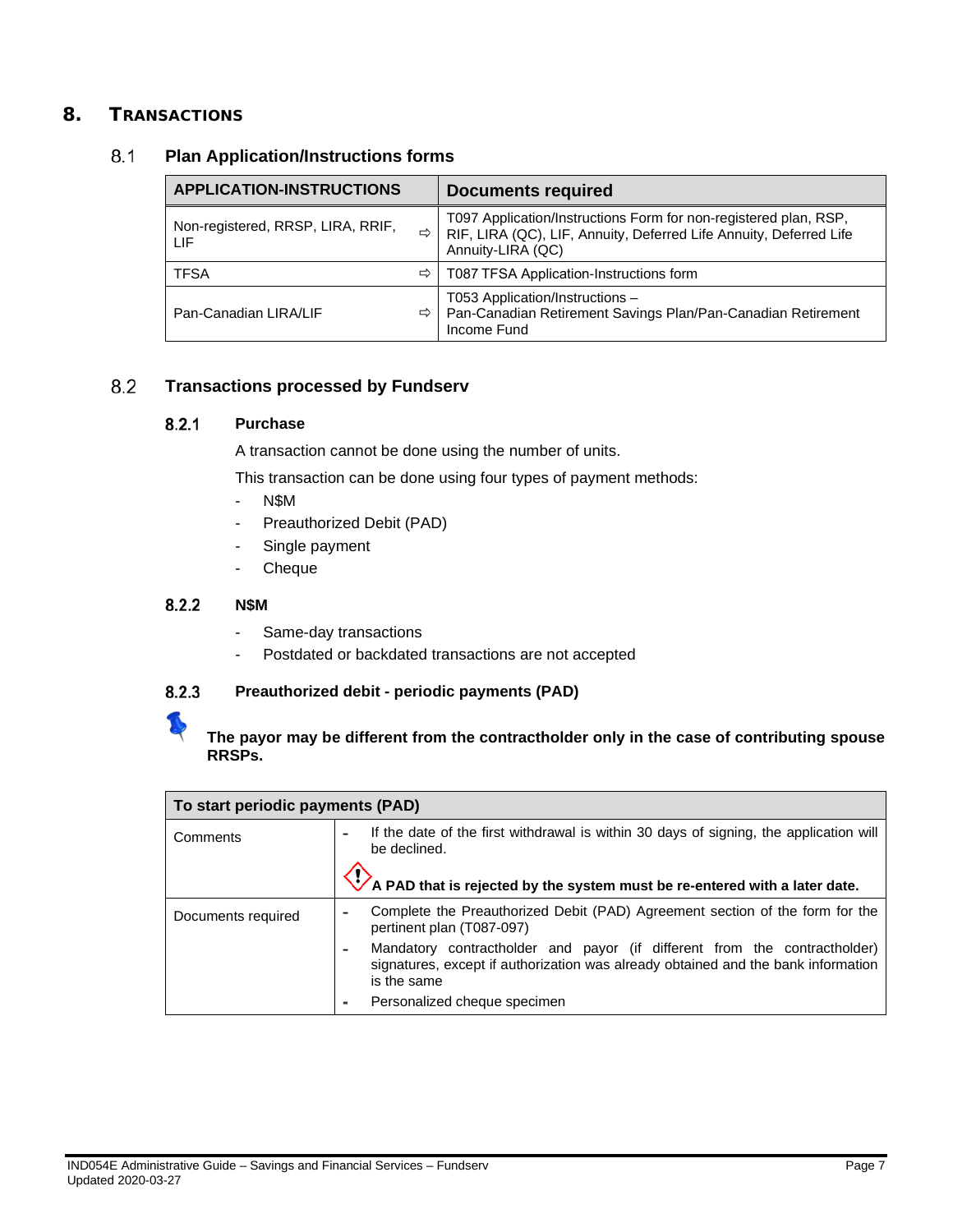# 8. Transactions

## 8.1 Plan Application/Instructions forms

| APPLICATION-INSTRUCTIONS | | Documents required |
|---|---|---|
| Non-registered, RRSP, LIRA, RRIF, LIF | ⇨ | T097 Application/Instructions Form for non-registered plan, RSP, RIF, LIRA (QC), LIF, Annuity, Deferred Life Annuity, Deferred Life Annuity-LIRA (QC) |
| TFSA | ⇨ | T087 TFSA Application-Instructions form |
| Pan-Canadian LIRA/LIF | ⇨ | T053 Application/Instructions – Pan-Canadian Retirement Savings Plan/Pan-Canadian Retirement Income Fund |

## 8.2 Transactions processed by Fundserv

### 8.2.1 Purchase

A transaction cannot be done using the number of units.

This transaction can be done using four types of payment methods:

- N$M
- Preauthorized Debit (PAD)
- Single payment
- Cheque

### 8.2.2 N$M

- Same-day transactions
- Postdated or backdated transactions are not accepted

### 8.2.3 Preauthorized debit - periodic payments (PAD)

**The payor may be different from the contractholder only in the case of contributing spouse RRSPs.**

| To start periodic payments (PAD) | |
|---|---|
| Comments | - If the date of the first withdrawal is within 30 days of signing, the application will be declined.<br><br>**A PAD that is rejected by the system must be re-entered with a later date.** |
| Documents required | - Complete the Preauthorized Debit (PAD) Agreement section of the form for the pertinent plan (T087-097)<br>- Mandatory contractholder and payor (if different from the contractholder) signatures, except if authorization was already obtained and the bank information is the same<br>- Personalized cheque specimen |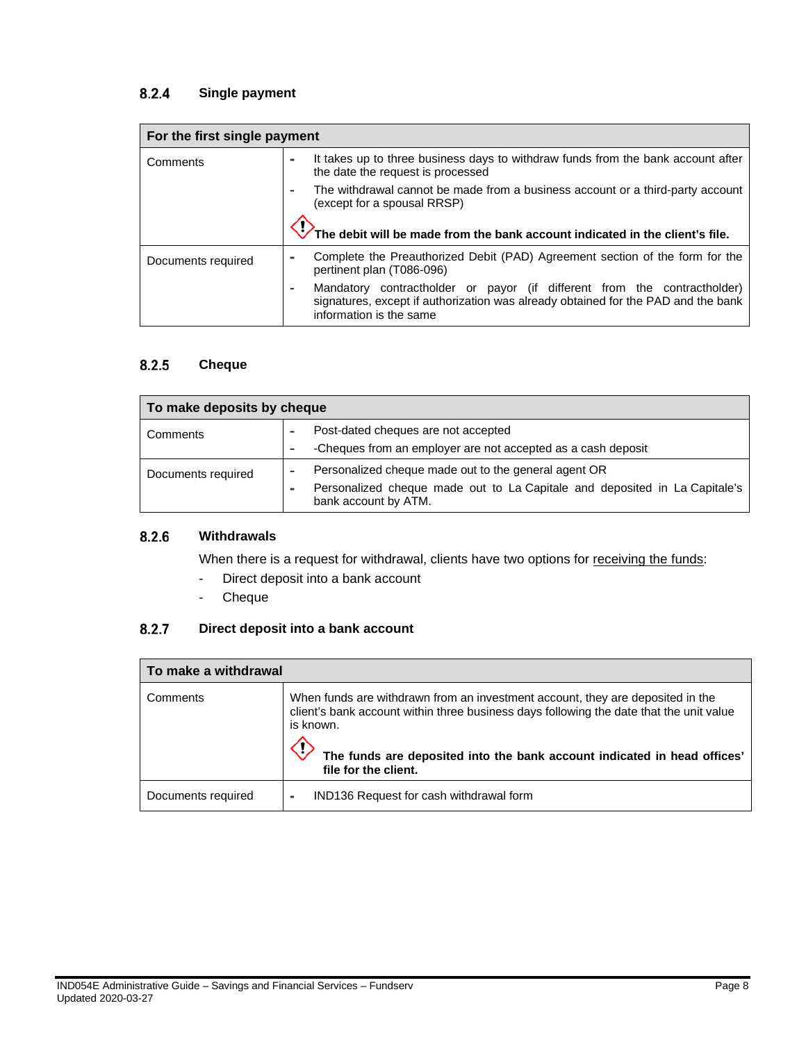### 8.2.4 Single payment

| For the first single payment | |
|---|---|
| Comments | - It takes up to three business days to withdraw funds from the bank account after the date the request is processed<br>- The withdrawal cannot be made from a business account or a third-party account (except for a spousal RRSP)<br>**The debit will be made from the bank account indicated in the client's file.** |
| Documents required | - Complete the Preauthorized Debit (PAD) Agreement section of the form for the pertinent plan (T086-096)<br>- Mandatory contractholder or payor (if different from the contractholder) signatures, except if authorization was already obtained for the PAD and the bank information is the same |

### 8.2.5 Cheque

| To make deposits by cheque | |
|---|---|
| Comments | - Post-dated cheques are not accepted<br>- -Cheques from an employer are not accepted as a cash deposit |
| Documents required | - Personalized cheque made out to the general agent OR<br>- Personalized cheque made out to La Capitale and deposited in La Capitale's bank account by ATM. |

### 8.2.6 Withdrawals

When there is a request for withdrawal, clients have two options for receiving the funds:

- Direct deposit into a bank account
- Cheque

### 8.2.7 Direct deposit into a bank account

| To make a withdrawal | |
|---|---|
| Comments | When funds are withdrawn from an investment account, they are deposited in the client's bank account within three business days following the date that the unit value is known.<br>**The funds are deposited into the bank account indicated in head offices' file for the client.** |
| Documents required | - IND136 Request for cash withdrawal form |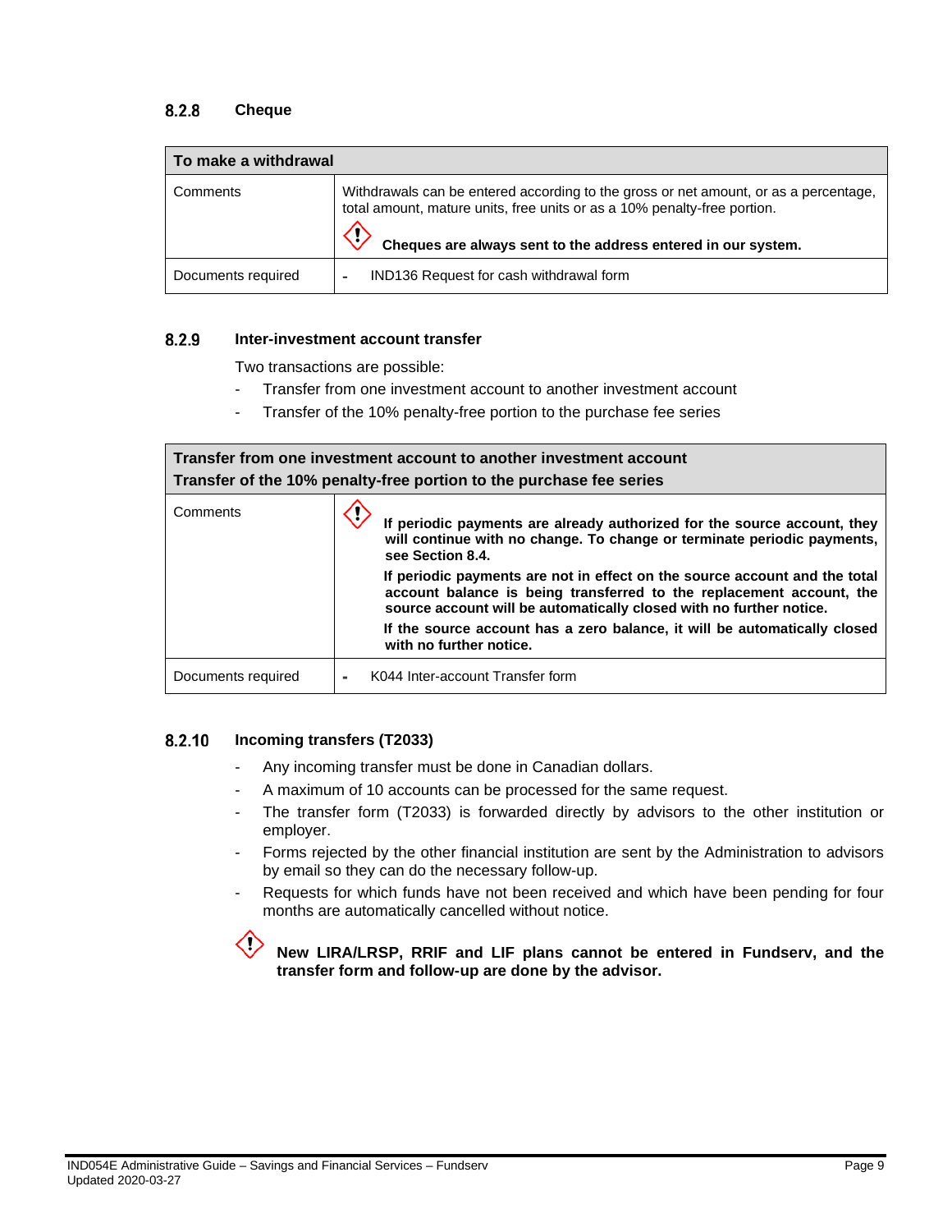### 8.2.8 Cheque

| To make a withdrawal | |
|---|---|
| Comments | Withdrawals can be entered according to the gross or net amount, or as a percentage, total amount, mature units, free units or as a 10% penalty-free portion. **Cheques are always sent to the address entered in our system.** |
| Documents required | - IND136 Request for cash withdrawal form |

### 8.2.9 Inter-investment account transfer

Two transactions are possible:

- Transfer from one investment account to another investment account
- Transfer of the 10% penalty-free portion to the purchase fee series

| Transfer from one investment account to another investment account<br>Transfer of the 10% penalty-free portion to the purchase fee series | |
|---|---|
| Comments | **If periodic payments are already authorized for the source account, they will continue with no change. To change or terminate periodic payments, see Section 8.4.**<br>**If periodic payments are not in effect on the source account and the total account balance is being transferred to the replacement account, the source account will be automatically closed with no further notice.**<br>**If the source account has a zero balance, it will be automatically closed with no further notice.** |
| Documents required | - K044 Inter-account Transfer form |

### 8.2.10 Incoming transfers (T2033)

- Any incoming transfer must be done in Canadian dollars.
- A maximum of 10 accounts can be processed for the same request.
- The transfer form (T2033) is forwarded directly by advisors to the other institution or employer.
- Forms rejected by the other financial institution are sent by the Administration to advisors by email so they can do the necessary follow-up.
- Requests for which funds have not been received and which have been pending for four months are automatically cancelled without notice.

**New LIRA/LRSP, RRIF and LIF plans cannot be entered in Fundserv, and the transfer form and follow-up are done by the advisor.**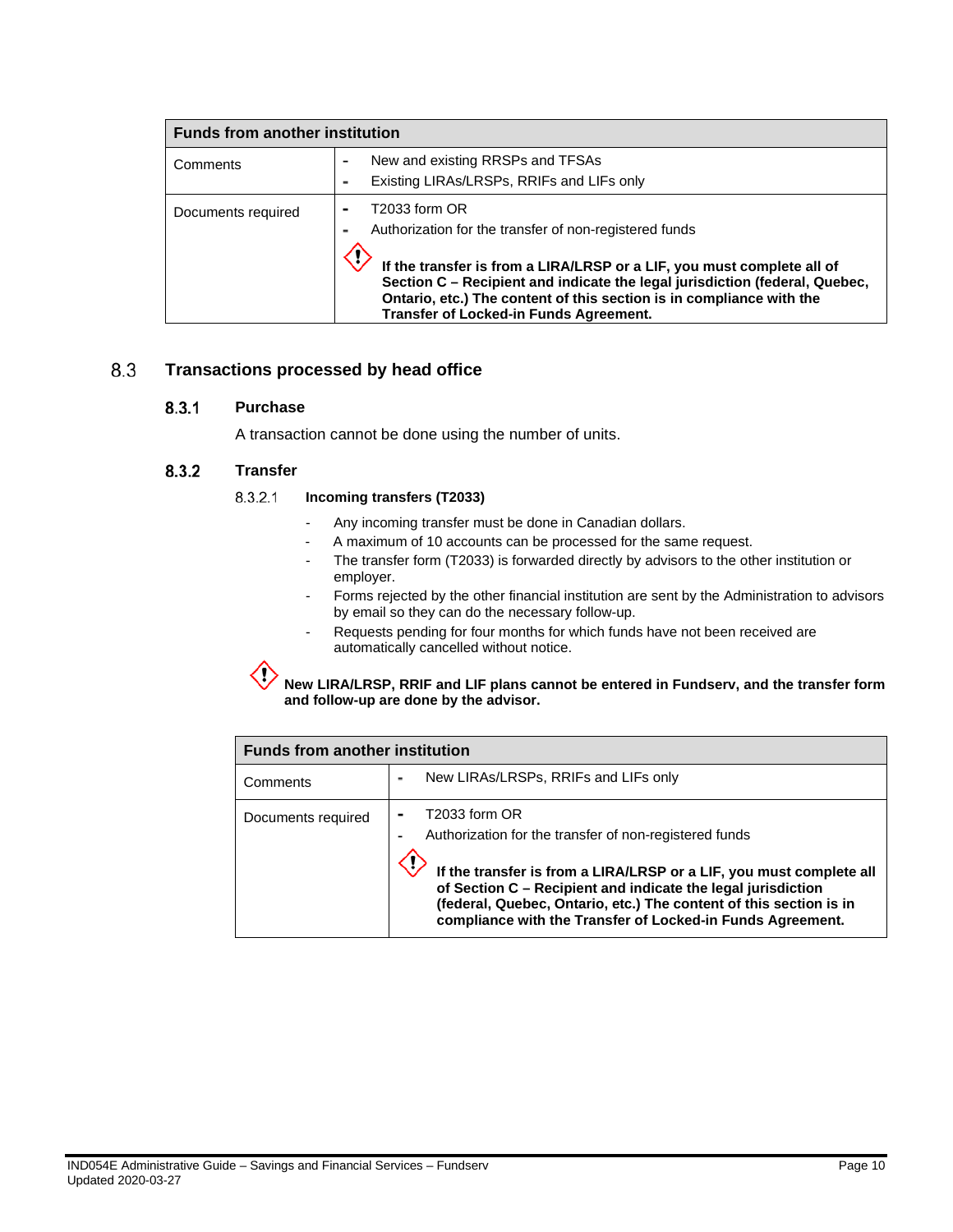| Funds from another institution | |
|---|---|
| Comments | - New and existing RRSPs and TFSAs<br>- Existing LIRAs/LRSPs, RRIFs and LIFs only |
| Documents required | - T2033 form OR<br>- Authorization for the transfer of non-registered funds<br><br>**If the transfer is from a LIRA/LRSP or a LIF, you must complete all of Section C – Recipient and indicate the legal jurisdiction (federal, Quebec, Ontario, etc.) The content of this section is in compliance with the Transfer of Locked-in Funds Agreement.** |

## 8.3 Transactions processed by head office

### 8.3.1 Purchase

A transaction cannot be done using the number of units.

### 8.3.2 Transfer

#### 8.3.2.1 Incoming transfers (T2033)

- Any incoming transfer must be done in Canadian dollars.
- A maximum of 10 accounts can be processed for the same request.
- The transfer form (T2033) is forwarded directly by advisors to the other institution or employer.
- Forms rejected by the other financial institution are sent by the Administration to advisors by email so they can do the necessary follow-up.
- Requests pending for four months for which funds have not been received are automatically cancelled without notice.

**New LIRA/LRSP, RRIF and LIF plans cannot be entered in Fundserv, and the transfer form and follow-up are done by the advisor.**

| Funds from another institution | |
|---|---|
| Comments | - New LIRAs/LRSPs, RRIFs and LIFs only |
| Documents required | - T2033 form OR<br>- Authorization for the transfer of non-registered funds<br><br>**If the transfer is from a LIRA/LRSP or a LIF, you must complete all of Section C – Recipient and indicate the legal jurisdiction (federal, Quebec, Ontario, etc.) The content of this section is in compliance with the Transfer of Locked-in Funds Agreement.** |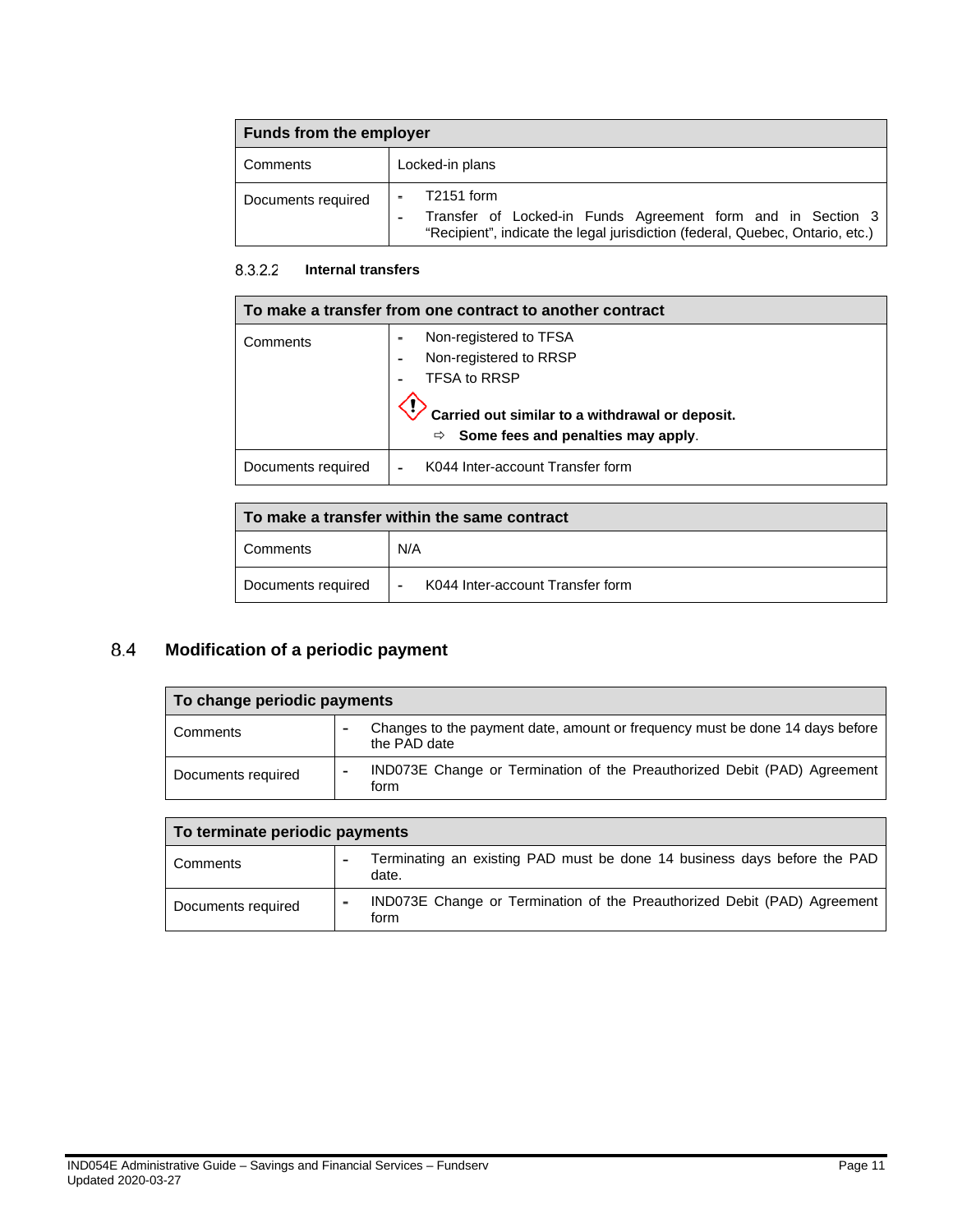| Funds from the employer | |
|---|---|
| Comments | Locked-in plans |
| Documents required | - T2151 form<br>- Transfer of Locked-in Funds Agreement form and in Section 3 “Recipient”, indicate the legal jurisdiction (federal, Quebec, Ontario, etc.) |

#### 8.3.2.2 Internal transfers

| To make a transfer from one contract to another contract | |
|---|---|
| Comments | - Non-registered to TFSA<br>- Non-registered to RRSP<br>- TFSA to RRSP<br><br>**Carried out similar to a withdrawal or deposit.**<br>⇨ **Some fees and penalties may apply**. |
| Documents required | - K044 Inter-account Transfer form |

| To make a transfer within the same contract | |
|---|---|
| Comments | N/A |
| Documents required | - K044 Inter-account Transfer form |

## 8.4 Modification of a periodic payment

| To change periodic payments | |
|---|---|
| Comments | - Changes to the payment date, amount or frequency must be done 14 days before the PAD date |
| Documents required | - IND073E Change or Termination of the Preauthorized Debit (PAD) Agreement form |

| To terminate periodic payments | |
|---|---|
| Comments | - Terminating an existing PAD must be done 14 business days before the PAD date. |
| Documents required | - IND073E Change or Termination of the Preauthorized Debit (PAD) Agreement form |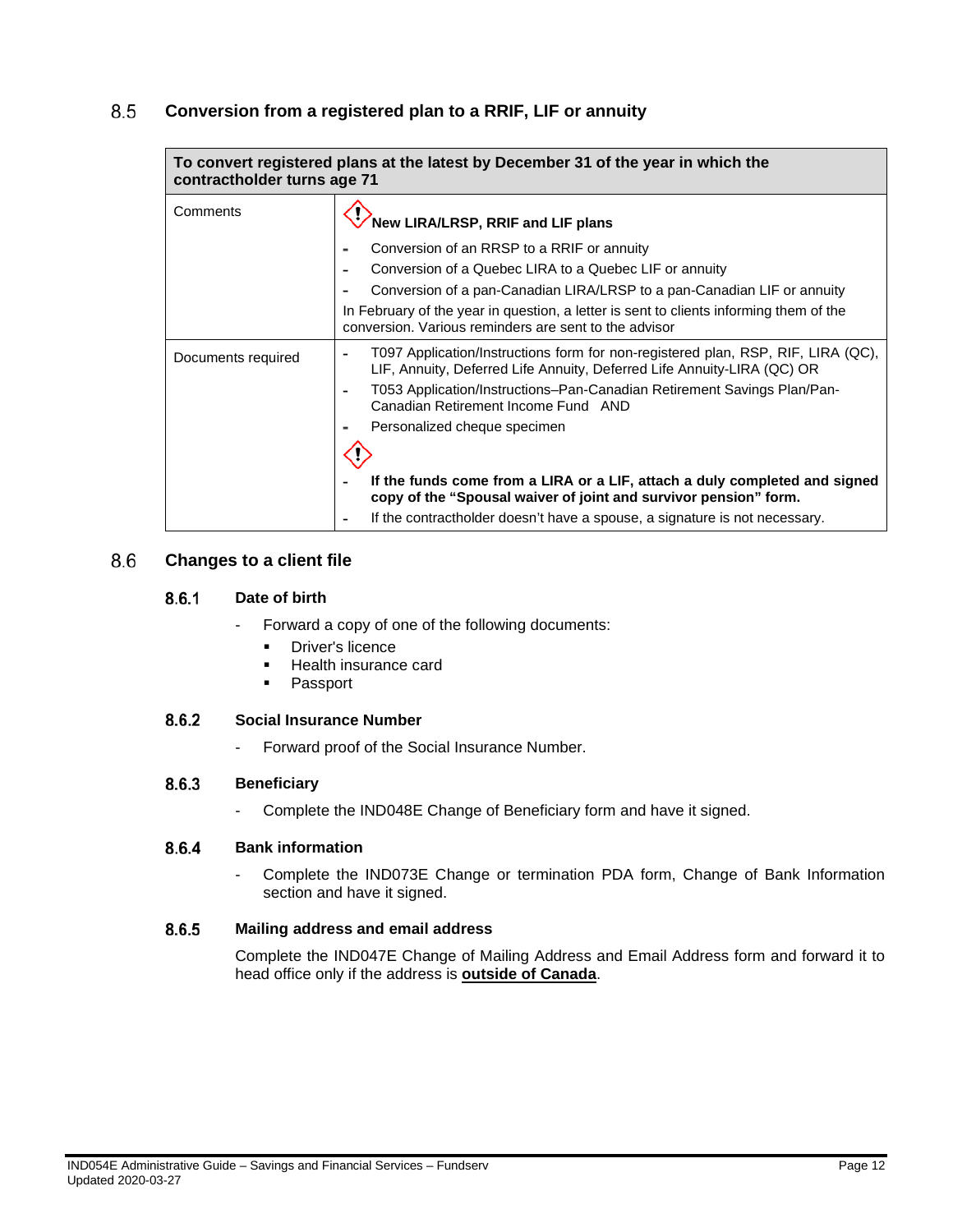## 8.5 Conversion from a registered plan to a RRIF, LIF or annuity

| To convert registered plans at the latest by December 31 of the year in which the contractholder turns age 71 | |
|---|---|
| Comments | **New LIRA/LRSP, RRIF and LIF plans**<br>- Conversion of an RRSP to a RRIF or annuity<br>- Conversion of a Quebec LIRA to a Quebec LIF or annuity<br>- Conversion of a pan-Canadian LIRA/LRSP to a pan-Canadian LIF or annuity<br>In February of the year in question, a letter is sent to clients informing them of the conversion. Various reminders are sent to the advisor |
| Documents required | - T097 Application/Instructions form for non-registered plan, RSP, RIF, LIRA (QC), LIF, Annuity, Deferred Life Annuity, Deferred Life Annuity-LIRA (QC) OR<br>- T053 Application/Instructions–Pan-Canadian Retirement Savings Plan/Pan-Canadian Retirement Income Fund AND<br>- Personalized cheque specimen<br>- **If the funds come from a LIRA or a LIF, attach a duly completed and signed copy of the "Spousal waiver of joint and survivor pension" form.**<br>- If the contractholder doesn't have a spouse, a signature is not necessary. |

## 8.6 Changes to a client file

### 8.6.1 Date of birth

- Forward a copy of one of the following documents:
  - Driver's licence
  - Health insurance card
  - Passport

### 8.6.2 Social Insurance Number

- Forward proof of the Social Insurance Number.

### 8.6.3 Beneficiary

- Complete the IND048E Change of Beneficiary form and have it signed.

### 8.6.4 Bank information

- Complete the IND073E Change or termination PDA form, Change of Bank Information section and have it signed.

### 8.6.5 Mailing address and email address

Complete the IND047E Change of Mailing Address and Email Address form and forward it to head office only if the address is **outside of Canada**.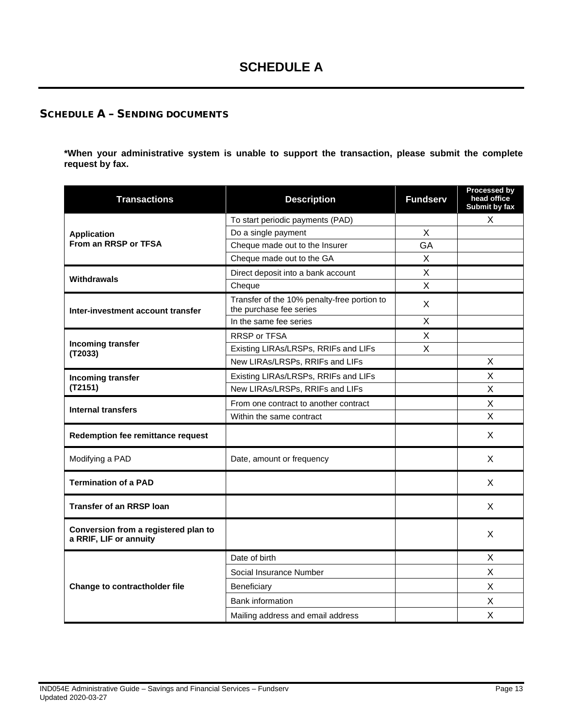# SCHEDULE A

## SCHEDULE A – SENDING DOCUMENTS

**\*When your administrative system is unable to support the transaction, please submit the complete request by fax.**

| Transactions | Description | Fundserv | Processed by head office Submit by fax |
|---|---|---|---|
| **Application From an RRSP or TFSA** | To start periodic payments (PAD) | | X |
| | Do a single payment | X | |
| | Cheque made out to the Insurer | GA | |
| | Cheque made out to the GA | X | |
| **Withdrawals** | Direct deposit into a bank account | X | |
| | Cheque | X | |
| **Inter-investment account transfer** | Transfer of the 10% penalty-free portion to the purchase fee series | X | |
| | In the same fee series | X | |
| **Incoming transfer (T2033)** | RRSP or TFSA | X | |
| | Existing LIRAs/LRSPs, RRIFs and LIFs | X | |
| | New LIRAs/LRSPs, RRIFs and LIFs | | X |
| **Incoming transfer (T2151)** | Existing LIRAs/LRSPs, RRIFs and LIFs | | X |
| | New LIRAs/LRSPs, RRIFs and LIFs | | X |
| **Internal transfers** | From one contract to another contract | | X |
| | Within the same contract | | X |
| **Redemption fee remittance request** | | | X |
| Modifying a PAD | Date, amount or frequency | | X |
| **Termination of a PAD** | | | X |
| **Transfer of an RRSP loan** | | | X |
| **Conversion from a registered plan to a RRIF, LIF or annuity** | | | X |
| **Change to contractholder file** | Date of birth | | X |
| | Social Insurance Number | | X |
| | Beneficiary | | X |
| | Bank information | | X |
| | Mailing address and email address | | X |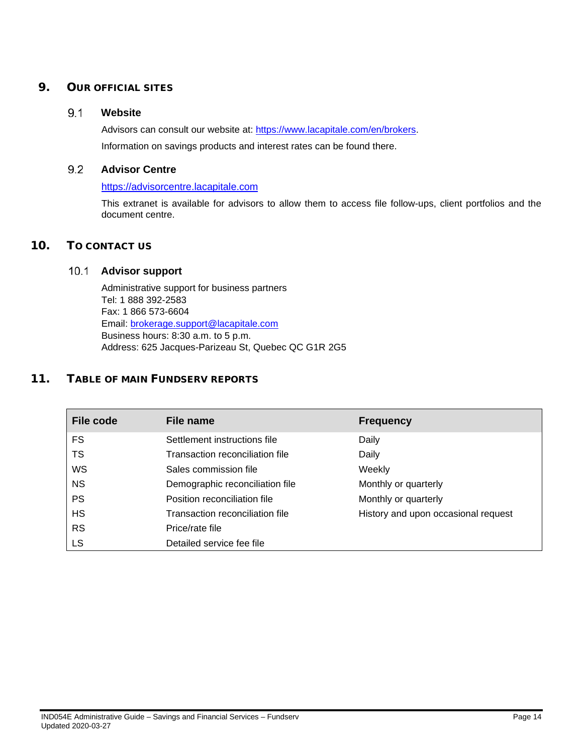# 9. OUR OFFICIAL SITES

## 9.1 Website

Advisors can consult our website at: https://www.lacapitale.com/en/brokers.

Information on savings products and interest rates can be found there.

## 9.2 Advisor Centre

https://advisorcentre.lacapitale.com

This extranet is available for advisors to allow them to access file follow-ups, client portfolios and the document centre.

# 10. TO CONTACT US

## 10.1 Advisor support

Administrative support for business partners
Tel: 1 888 392-2583
Fax: 1 866 573-6604
Email: brokerage.support@lacapitale.com
Business hours: 8:30 a.m. to 5 p.m.
Address: 625 Jacques-Parizeau St, Quebec QC G1R 2G5

# 11. TABLE OF MAIN FUNDSERV REPORTS

| File code | File name | Frequency |
|---|---|---|
| FS | Settlement instructions file | Daily |
| TS | Transaction reconciliation file | Daily |
| WS | Sales commission file | Weekly |
| NS | Demographic reconciliation file | Monthly or quarterly |
| PS | Position reconciliation file | Monthly or quarterly |
| HS | Transaction reconciliation file | History and upon occasional request |
| RS | Price/rate file | |
| LS | Detailed service fee file | |